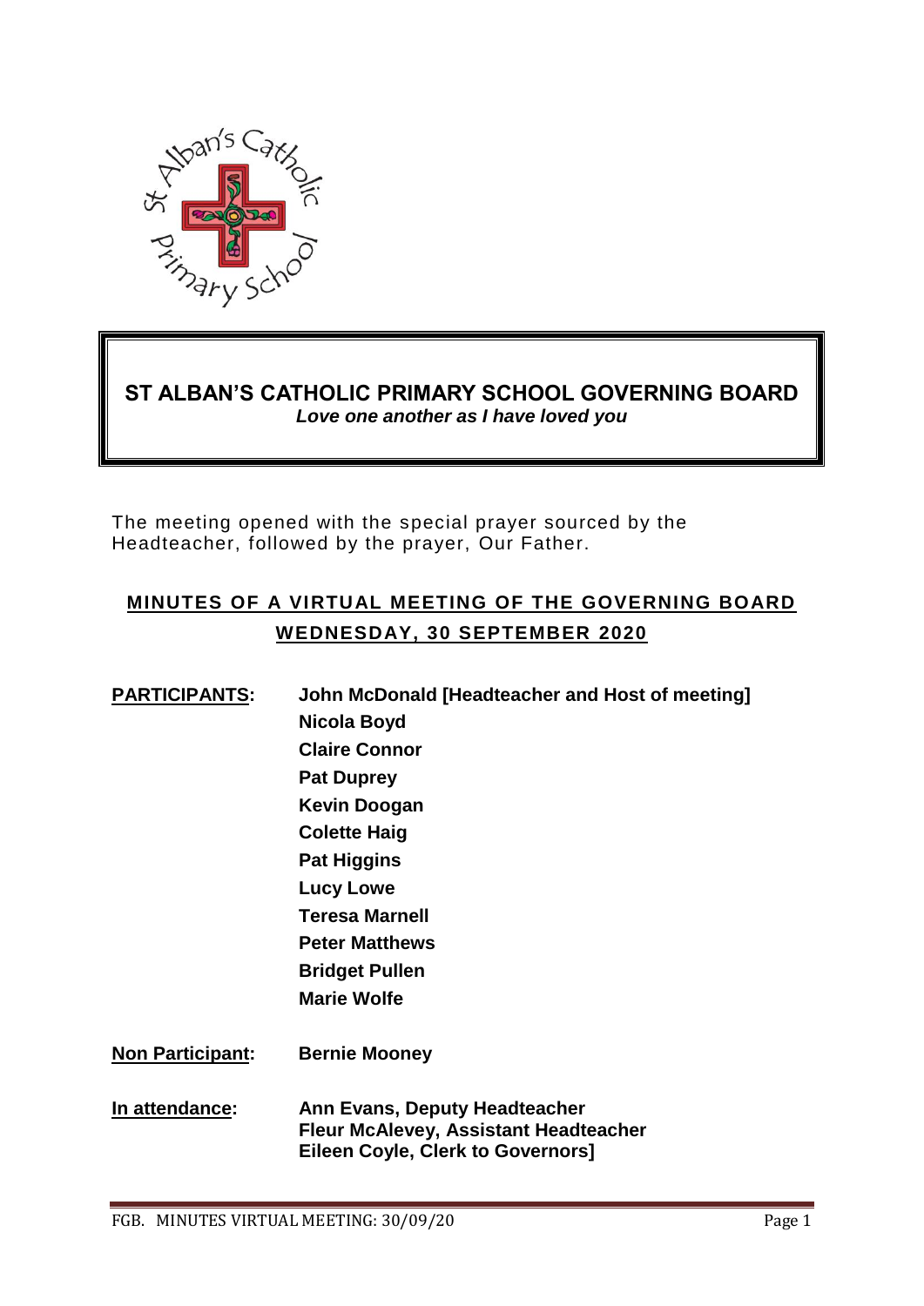# ST ALBAN'S CATHOLIC PRIMARY SCHOOL GOVERNING BOARD

***Love one another as I have loved you***

The meeting opened with the special prayer sourced by the Headteacher, followed by the prayer, Our Father.

## MINUTES OF A VIRTUAL MEETING OF THE GOVERNING BOARD WEDNESDAY, 30 SEPTEMBER 2020

**PARTICIPANTS:**

**John McDonald [Headteacher and Host of meeting]**
**Nicola Boyd**
**Claire Connor**
**Pat Duprey**
**Kevin Doogan**
**Colette Haig**
**Pat Higgins**
**Lucy Lowe**
**Teresa Marnell**
**Peter Matthews**
**Bridget Pullen**
**Marie Wolfe**

**Non Participant:** **Bernie Mooney**

**In attendance:**

**Ann Evans, Deputy Headteacher**
**Fleur McAlevey, Assistant Headteacher**
**Eileen Coyle, Clerk to Governors]**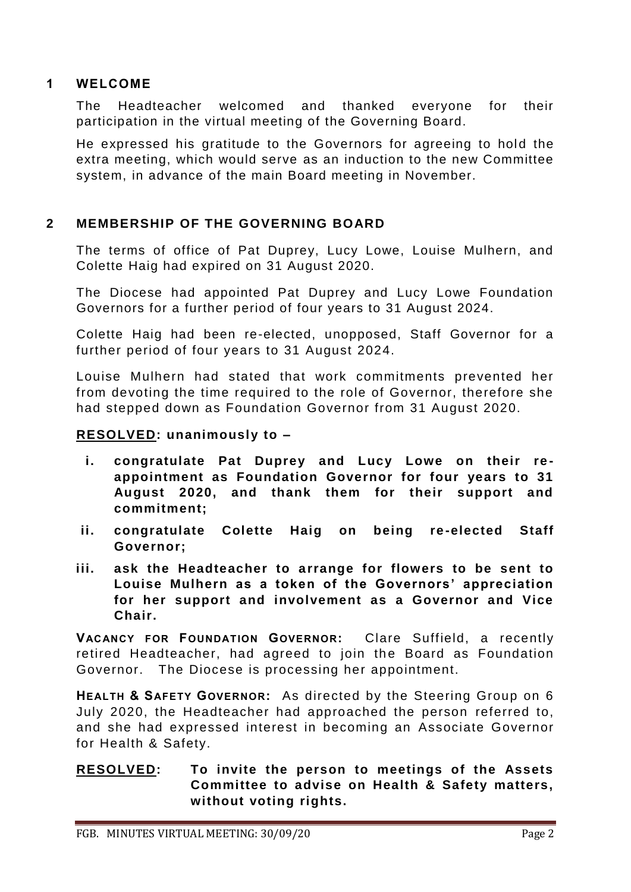## 1 WELCOME

The Headteacher welcomed and thanked everyone for their participation in the virtual meeting of the Governing Board.

He expressed his gratitude to the Governors for agreeing to hold the extra meeting, which would serve as an induction to the new Committee system, in advance of the main Board meeting in November.

## 2 MEMBERSHIP OF THE GOVERNING BOARD

The terms of office of Pat Duprey, Lucy Lowe, Louise Mulhern, and Colette Haig had expired on 31 August 2020.

The Diocese had appointed Pat Duprey and Lucy Lowe Foundation Governors for a further period of four years to 31 August 2024.

Colette Haig had been re-elected, unopposed, Staff Governor for a further period of four years to 31 August 2024.

Louise Mulhern had stated that work commitments prevented her from devoting the time required to the role of Governor, therefore she had stepped down as Foundation Governor from 31 August 2020.

**<u>RESOLVED</u>: unanimously to –**

- **i. congratulate Pat Duprey and Lucy Lowe on their re-appointment as Foundation Governor for four years to 31 August 2020, and thank them for their support and commitment;**
- **ii. congratulate Colette Haig on being re-elected Staff Governor;**
- **iii. ask the Headteacher to arrange for flowers to be sent to Louise Mulhern as a token of the Governors' appreciation for her support and involvement as a Governor and Vice Chair.**

**VACANCY FOR FOUNDATION GOVERNOR:** Clare Suffield, a recently retired Headteacher, had agreed to join the Board as Foundation Governor. The Diocese is processing her appointment.

**HEALTH & SAFETY GOVERNOR:** As directed by the Steering Group on 6 July 2020, the Headteacher had approached the person referred to, and she had expressed interest in becoming an Associate Governor for Health & Safety.

**<u>RESOLVED</u>: To invite the person to meetings of the Assets Committee to advise on Health & Safety matters, without voting rights.**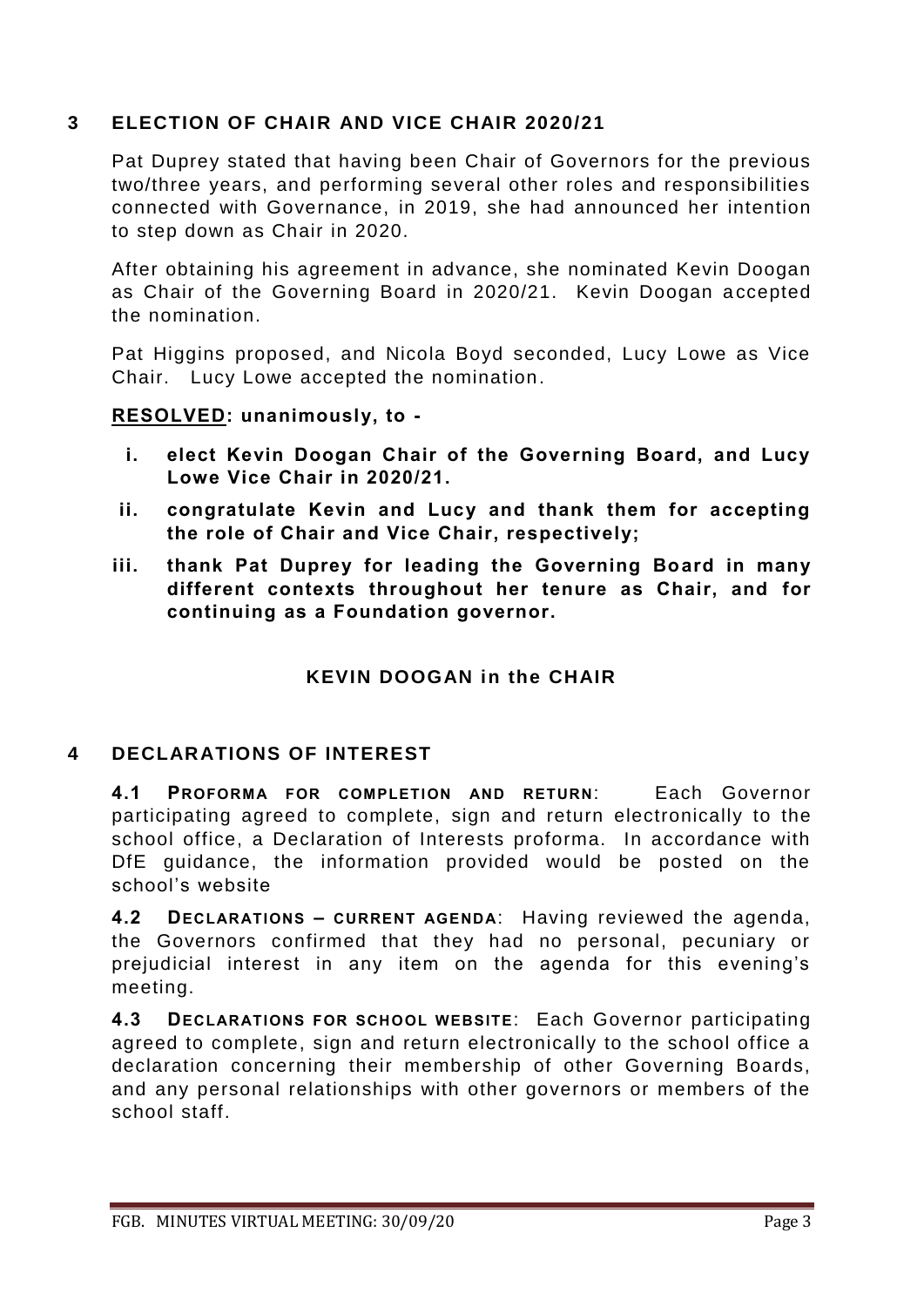## 3 ELECTION OF CHAIR AND VICE CHAIR 2020/21

Pat Duprey stated that having been Chair of Governors for the previous two/three years, and performing several other roles and responsibilities connected with Governance, in 2019, she had announced her intention to step down as Chair in 2020.

After obtaining his agreement in advance, she nominated Kevin Doogan as Chair of the Governing Board in 2020/21. Kevin Doogan accepted the nomination.

Pat Higgins proposed, and Nicola Boyd seconded, Lucy Lowe as Vice Chair. Lucy Lowe accepted the nomination.

**RESOLVED: unanimously, to -**

- **i. elect Kevin Doogan Chair of the Governing Board, and Lucy Lowe Vice Chair in 2020/21.**
- **ii. congratulate Kevin and Lucy and thank them for accepting the role of Chair and Vice Chair, respectively;**
- **iii. thank Pat Duprey for leading the Governing Board in many different contexts throughout her tenure as Chair, and for continuing as a Foundation governor.**

**KEVIN DOOGAN in the CHAIR**

## 4 DECLARATIONS OF INTEREST

**4.1 PROFORMA FOR COMPLETION AND RETURN**: Each Governor participating agreed to complete, sign and return electronically to the school office, a Declaration of Interests proforma. In accordance with DfE guidance, the information provided would be posted on the school's website

**4.2 DECLARATIONS – CURRENT AGENDA**: Having reviewed the agenda, the Governors confirmed that they had no personal, pecuniary or prejudicial interest in any item on the agenda for this evening's meeting.

**4.3 DECLARATIONS FOR SCHOOL WEBSITE**: Each Governor participating agreed to complete, sign and return electronically to the school office a declaration concerning their membership of other Governing Boards, and any personal relationships with other governors or members of the school staff.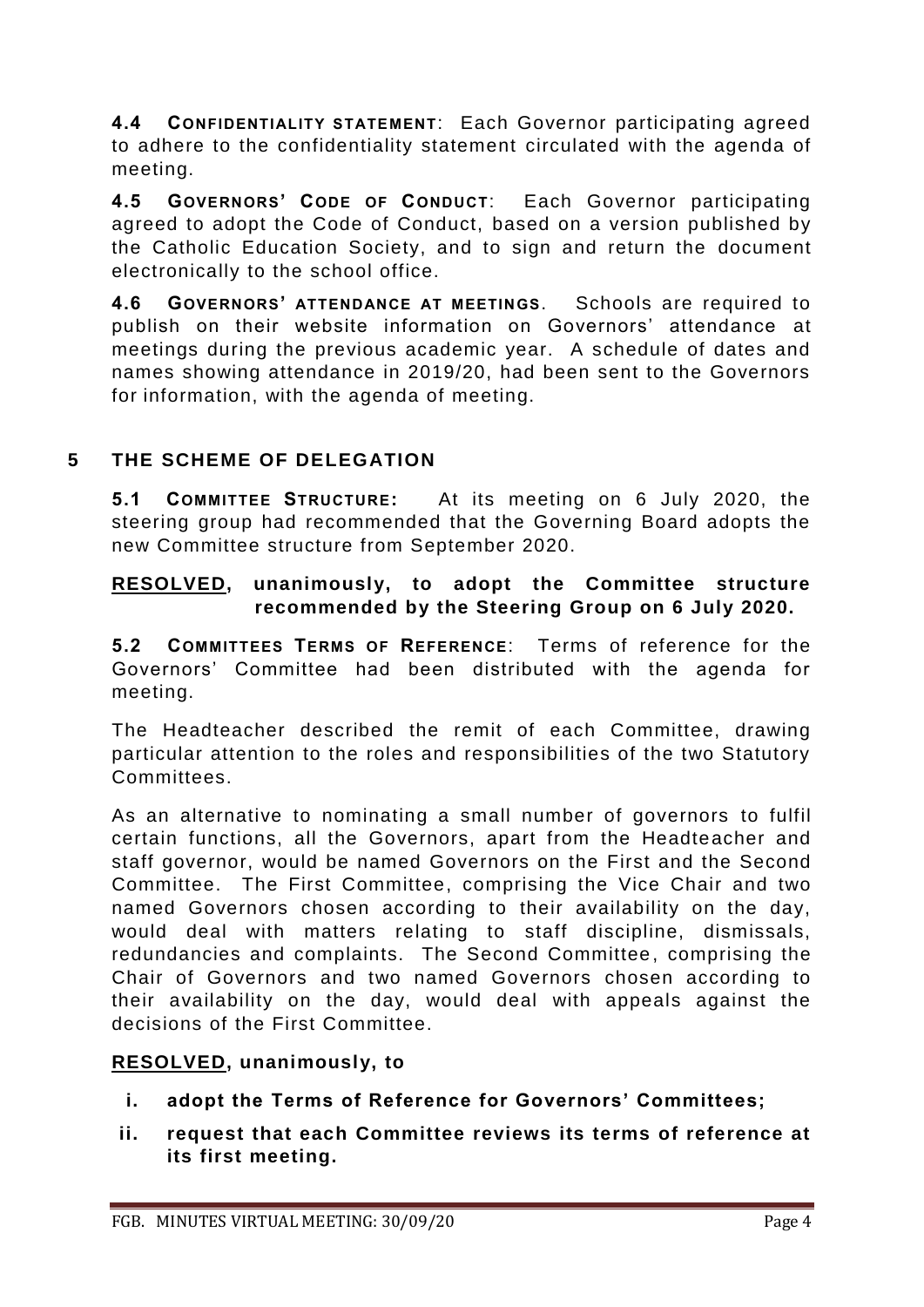**4.4 CONFIDENTIALITY STATEMENT**: Each Governor participating agreed to adhere to the confidentiality statement circulated with the agenda of meeting.

**4.5 GOVERNORS' CODE OF CONDUCT**: Each Governor participating agreed to adopt the Code of Conduct, based on a version published by the Catholic Education Society, and to sign and return the document electronically to the school office.

**4.6 GOVERNORS' ATTENDANCE AT MEETINGS**. Schools are required to publish on their website information on Governors' attendance at meetings during the previous academic year. A schedule of dates and names showing attendance in 2019/20, had been sent to the Governors for information, with the agenda of meeting.

## 5 THE SCHEME OF DELEGATION

**5.1 COMMITTEE STRUCTURE:** At its meeting on 6 July 2020, the steering group had recommended that the Governing Board adopts the new Committee structure from September 2020.

**<u>RESOLVED</u>, unanimously, to adopt the Committee structure recommended by the Steering Group on 6 July 2020.**

**5.2 COMMITTEES TERMS OF REFERENCE**: Terms of reference for the Governors' Committee had been distributed with the agenda for meeting.

The Headteacher described the remit of each Committee, drawing particular attention to the roles and responsibilities of the two Statutory Committees.

As an alternative to nominating a small number of governors to fulfil certain functions, all the Governors, apart from the Headteacher and staff governor, would be named Governors on the First and the Second Committee. The First Committee, comprising the Vice Chair and two named Governors chosen according to their availability on the day, would deal with matters relating to staff discipline, dismissals, redundancies and complaints. The Second Committee, comprising the Chair of Governors and two named Governors chosen according to their availability on the day, would deal with appeals against the decisions of the First Committee.

**<u>RESOLVED</u>, unanimously, to**

- **i. adopt the Terms of Reference for Governors' Committees;**
- **ii. request that each Committee reviews its terms of reference at its first meeting.**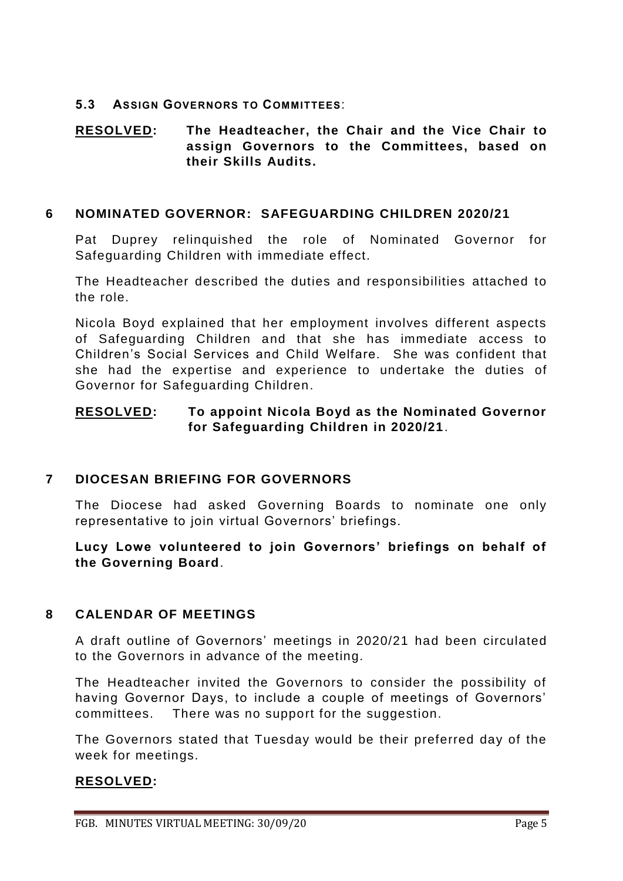### 5.3 ASSIGN GOVERNORS TO COMMITTEES:

**RESOLVED: The Headteacher, the Chair and the Vice Chair to assign Governors to the Committees, based on their Skills Audits.**

## 6 NOMINATED GOVERNOR: SAFEGUARDING CHILDREN 2020/21

Pat Duprey relinquished the role of Nominated Governor for Safeguarding Children with immediate effect.

The Headteacher described the duties and responsibilities attached to the role.

Nicola Boyd explained that her employment involves different aspects of Safeguarding Children and that she has immediate access to Children's Social Services and Child Welfare. She was confident that she had the expertise and experience to undertake the duties of Governor for Safeguarding Children.

**RESOLVED: To appoint Nicola Boyd as the Nominated Governor for Safeguarding Children in 2020/21.**

## 7 DIOCESAN BRIEFING FOR GOVERNORS

The Diocese had asked Governing Boards to nominate one only representative to join virtual Governors' briefings.

**Lucy Lowe volunteered to join Governors' briefings on behalf of the Governing Board.**

## 8 CALENDAR OF MEETINGS

A draft outline of Governors' meetings in 2020/21 had been circulated to the Governors in advance of the meeting.

The Headteacher invited the Governors to consider the possibility of having Governor Days, to include a couple of meetings of Governors' committees. There was no support for the suggestion.

The Governors stated that Tuesday would be their preferred day of the week for meetings.

**RESOLVED:**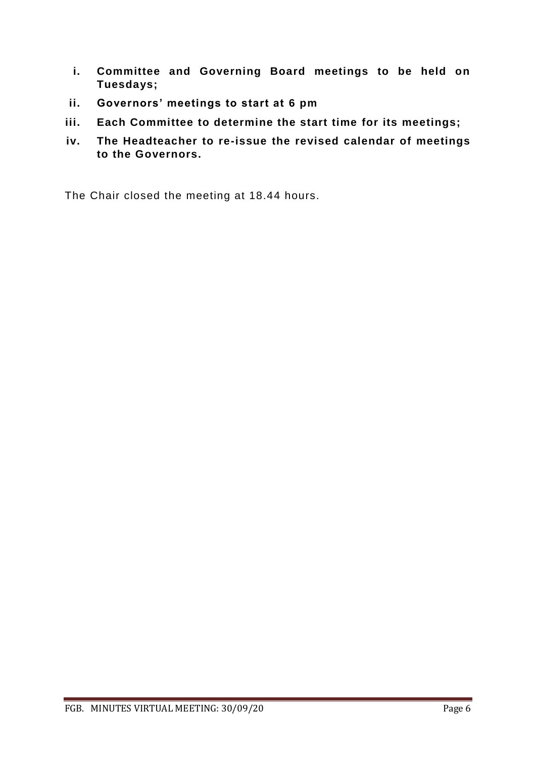- **i. Committee and Governing Board meetings to be held on Tuesdays;**
- **ii. Governors' meetings to start at 6 pm**
- **iii. Each Committee to determine the start time for its meetings;**
- **iv. The Headteacher to re-issue the revised calendar of meetings to the Governors.**

The Chair closed the meeting at 18.44 hours.